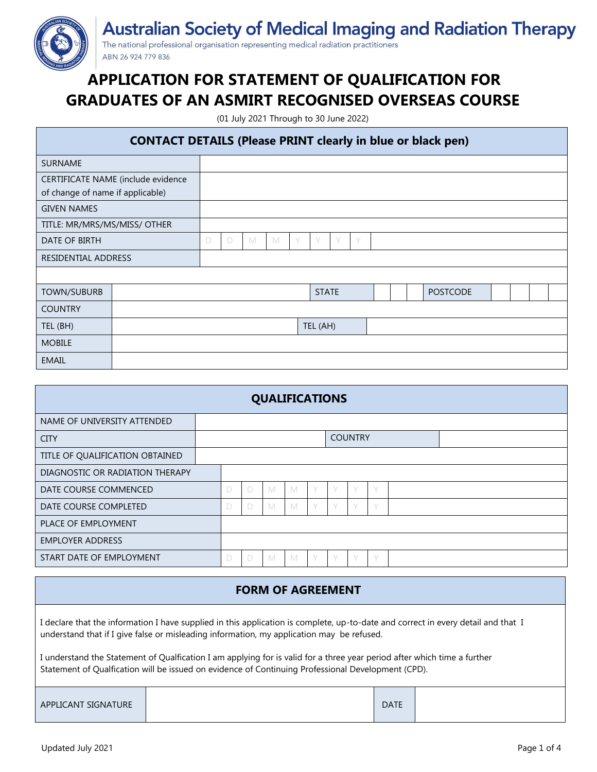# Australian Society of Medical Imaging and Radiation Therapy

The national professional organisation representing medical radiation practitioners

ABN 26 924 779 836

# APPLICATION FOR STATEMENT OF QUALIFICATION FOR GRADUATES OF AN ASMIRT RECOGNISED OVERSEAS COURSE

(01 July 2021 Through to 30 June 2022)

## CONTACT DETAILS (Please PRINT clearly in blue or black pen)

| | | | |
|---|---|---|---|
| SURNAME | | | |
| CERTIFICATE NAME (include evidence of change of name if applicable) | | | |
| GIVEN NAMES | | | |
| TITLE: MR/MRS/MS/MISS/ OTHER | | | |
| DATE OF BIRTH | D D M M Y Y Y Y | | |
| RESIDENTIAL ADDRESS | | | |
| | | | |
| TOWN/SUBURB | | STATE | POSTCODE |
| COUNTRY | | | |
| TEL (BH) | | TEL (AH) | |
| MOBILE | | | |
| EMAIL | | | |

## QUALIFICATIONS

| | | | |
|---|---|---|---|
| NAME OF UNIVERSITY ATTENDED | | | |
| CITY | | COUNTRY | |
| TITLE OF QUALIFICATION OBTAINED | | | |
| DIAGNOSTIC OR RADIATION THERAPY | | | |
| DATE COURSE COMMENCED | D D M M Y Y Y Y | | |
| DATE COURSE COMPLETED | D D M M Y Y Y Y | | |
| PLACE OF EMPLOYMENT | | | |
| EMPLOYER ADDRESS | | | |
| START DATE OF EMPLOYMENT | D D M M Y Y Y Y | | |

## FORM OF AGREEMENT

I declare that the information I have supplied in this application is complete, up-to-date and correct in every detail and that I understand that if I give false or misleading information, my application may be refused.

I understand the Statement of Qualfication I am applying for is valid for a three year period after which time a further Statement of Qualfication will be issued on evidence of Continuing Professional Development (CPD).

| | | | |
|---|---|---|---|
| APPLICANT SIGNATURE | | DATE | |

Updated July 2021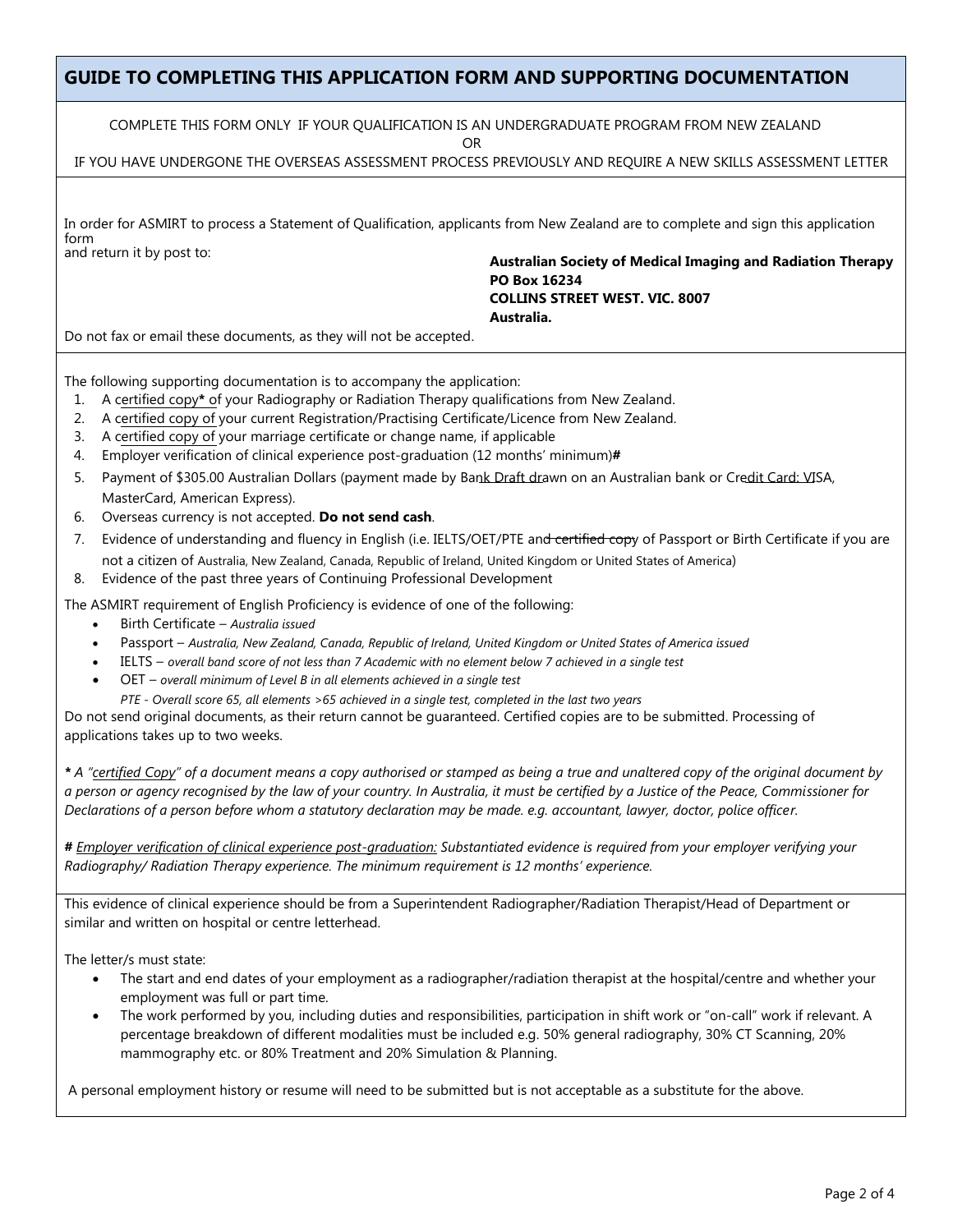## GUIDE TO COMPLETING THIS APPLICATION FORM AND SUPPORTING DOCUMENTATION

COMPLETE THIS FORM ONLY IF YOUR QUALIFICATION IS AN UNDERGRADUATE PROGRAM FROM NEW ZEALAND

OR

IF YOU HAVE UNDERGONE THE OVERSEAS ASSESSMENT PROCESS PREVIOUSLY AND REQUIRE A NEW SKILLS ASSESSMENT LETTER

In order for ASMIRT to process a Statement of Qualification, applicants from New Zealand are to complete and sign this application form
and return it by post to:

**Australian Society of Medical Imaging and Radiation Therapy**
**PO Box 16234**
**COLLINS STREET WEST. VIC. 8007**
**Australia.**

Do not fax or email these documents, as they will not be accepted.

The following supporting documentation is to accompany the application:

1. A certified copy* of your Radiography or Radiation Therapy qualifications from New Zealand.
2. A certified copy of your current Registration/Practising Certificate/Licence from New Zealand.
3. A certified copy of your marriage certificate or change name, if applicable
4. Employer verification of clinical experience post-graduation (12 months' minimum)**#**
5. Payment of $305.00 Australian Dollars (payment made by Bank Draft drawn on an Australian bank or Credit Card: VISA, MasterCard, American Express).
6. Overseas currency is not accepted. **Do not send cash**.
7. Evidence of understanding and fluency in English (i.e. IELTS/OET/PTE and ~~certified copy~~ of Passport or Birth Certificate if you are not a citizen of Australia, New Zealand, Canada, Republic of Ireland, United Kingdom or United States of America)
8. Evidence of the past three years of Continuing Professional Development

The ASMIRT requirement of English Proficiency is evidence of one of the following:

- Birth Certificate – *Australia issued*
- Passport – *Australia, New Zealand, Canada, Republic of Ireland, United Kingdom or United States of America issued*
- IELTS – *overall band score of not less than 7 Academic with no element below 7 achieved in a single test*
- OET – *overall minimum of Level B in all elements achieved in a single test*

  *PTE - Overall score 65, all elements >65 achieved in a single test, completed in the last two years*

Do not send original documents, as their return cannot be guaranteed. Certified copies are to be submitted. Processing of applications takes up to two weeks.

***** *A "certified Copy" of a document means a copy authorised or stamped as being a true and unaltered copy of the original document by a person or agency recognised by the law of your country. In Australia, it must be certified by a Justice of the Peace, Commissioner for Declarations of a person before whom a statutory declaration may be made. e.g. accountant, lawyer, doctor, police officer.*

**#** *Employer verification of clinical experience post-graduation: Substantiated evidence is required from your employer verifying your Radiography/ Radiation Therapy experience. The minimum requirement is 12 months' experience.*

This evidence of clinical experience should be from a Superintendent Radiographer/Radiation Therapist/Head of Department or similar and written on hospital or centre letterhead.

The letter/s must state:

- The start and end dates of your employment as a radiographer/radiation therapist at the hospital/centre and whether your employment was full or part time.
- The work performed by you, including duties and responsibilities, participation in shift work or "on-call" work if relevant. A percentage breakdown of different modalities must be included e.g. 50% general radiography, 30% CT Scanning, 20% mammography etc. or 80% Treatment and 20% Simulation & Planning.

A personal employment history or resume will need to be submitted but is not acceptable as a substitute for the above.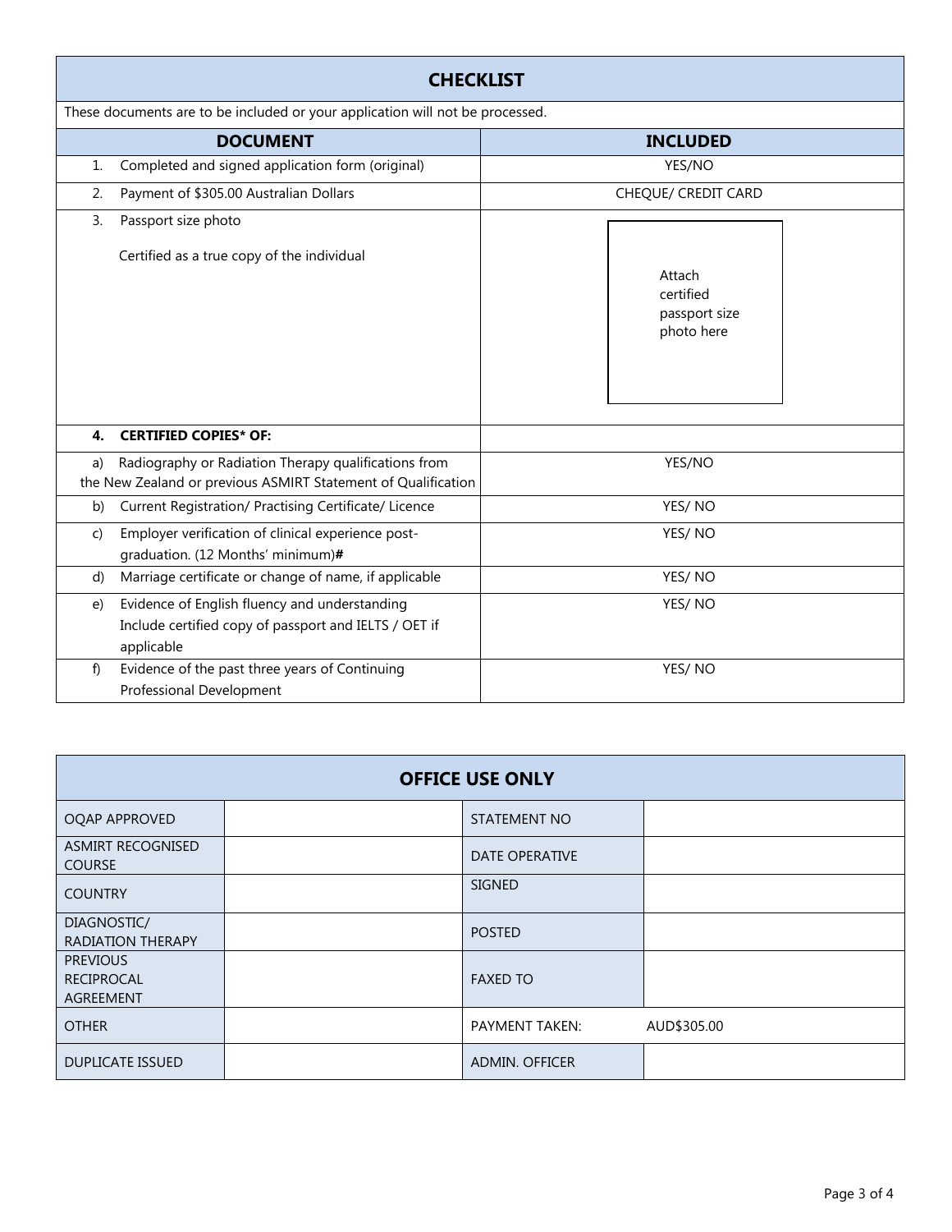## CHECKLIST

These documents are to be included or your application will not be processed.

| DOCUMENT | INCLUDED |
|---|---|
| 1. Completed and signed application form (original) | YES/NO |
| 2. Payment of $305.00 Australian Dollars | CHEQUE/ CREDIT CARD |
| 3. Passport size photo<br><br>Certified as a true copy of the individual | Attach certified passport size photo here |
| **4. CERTIFIED COPIES* OF:** | |
| a) Radiography or Radiation Therapy qualifications from the New Zealand or previous ASMIRT Statement of Qualification | YES/NO |
| b) Current Registration/ Practising Certificate/ Licence | YES/ NO |
| c) Employer verification of clinical experience post-graduation. (12 Months' minimum)**#** | YES/ NO |
| d) Marriage certificate or change of name, if applicable | YES/ NO |
| e) Evidence of English fluency and understanding Include certified copy of passport and IELTS / OET if applicable | YES/ NO |
| f) Evidence of the past three years of Continuing Professional Development | YES/ NO |

## OFFICE USE ONLY

| | | | |
|---|---|---|---|
| OQAP APPROVED | | STATEMENT NO | |
| ASMIRT RECOGNISED COURSE | | DATE OPERATIVE | |
| COUNTRY | | SIGNED | |
| DIAGNOSTIC/ RADIATION THERAPY | | POSTED | |
| PREVIOUS RECIPROCAL AGREEMENT | | FAXED TO | |
| OTHER | | PAYMENT TAKEN: | AUD$305.00 |
| DUPLICATE ISSUED | | ADMIN. OFFICER | |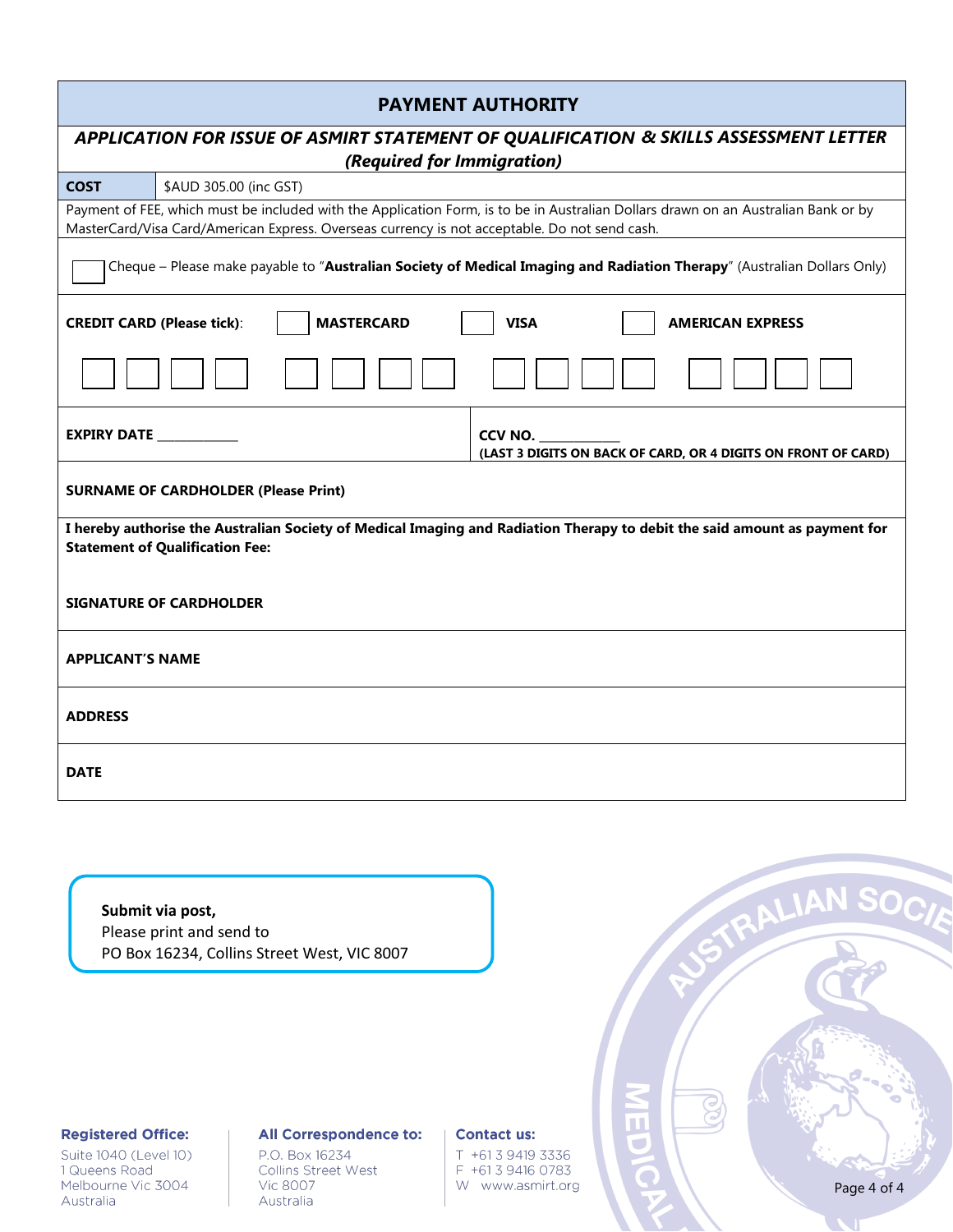# PAYMENT AUTHORITY

***APPLICATION FOR ISSUE OF ASMIRT STATEMENT OF QUALIFICATION & SKILLS ASSESSMENT LETTER (Required for Immigration)***

| | |
|---|---|
| **COST** | $AUD 305.00 (inc GST) |

Payment of FEE, which must be included with the Application Form, is to be in Australian Dollars drawn on an Australian Bank or by MasterCard/Visa Card/American Express. Overseas currency is not acceptable. Do not send cash.

☐ Cheque – Please make payable to "**Australian Society of Medical Imaging and Radiation Therapy**" (Australian Dollars Only)

**CREDIT CARD (Please tick)**: ☐ **MASTERCARD** ☐ **VISA** ☐ **AMERICAN EXPRESS**

☐☐☐☐ ☐☐☐☐ ☐☐☐☐ ☐☐☐☐

| | |
|---|---|
| **EXPIRY DATE** ____________ | **CCV NO.** ____________ **(LAST 3 DIGITS ON BACK OF CARD, OR 4 DIGITS ON FRONT OF CARD)** |

**SURNAME OF CARDHOLDER (Please Print)**

**I hereby authorise the Australian Society of Medical Imaging and Radiation Therapy to debit the said amount as payment for Statement of Qualification Fee:**

**SIGNATURE OF CARDHOLDER**

**APPLICANT'S NAME**

**ADDRESS**

**DATE**

**Submit via post,**
Please print and send to
PO Box 16234, Collins Street West, VIC 8007

**Registered Office:**
Suite 1040 (Level 10)
1 Queens Road
Melbourne Vic 3004
Australia

**All Correspondence to:**
P.O. Box 16234
Collins Street West
Vic 8007
Australia

**Contact us:**
T +61 3 9419 3336
F +61 3 9416 0783
W www.asmirt.org